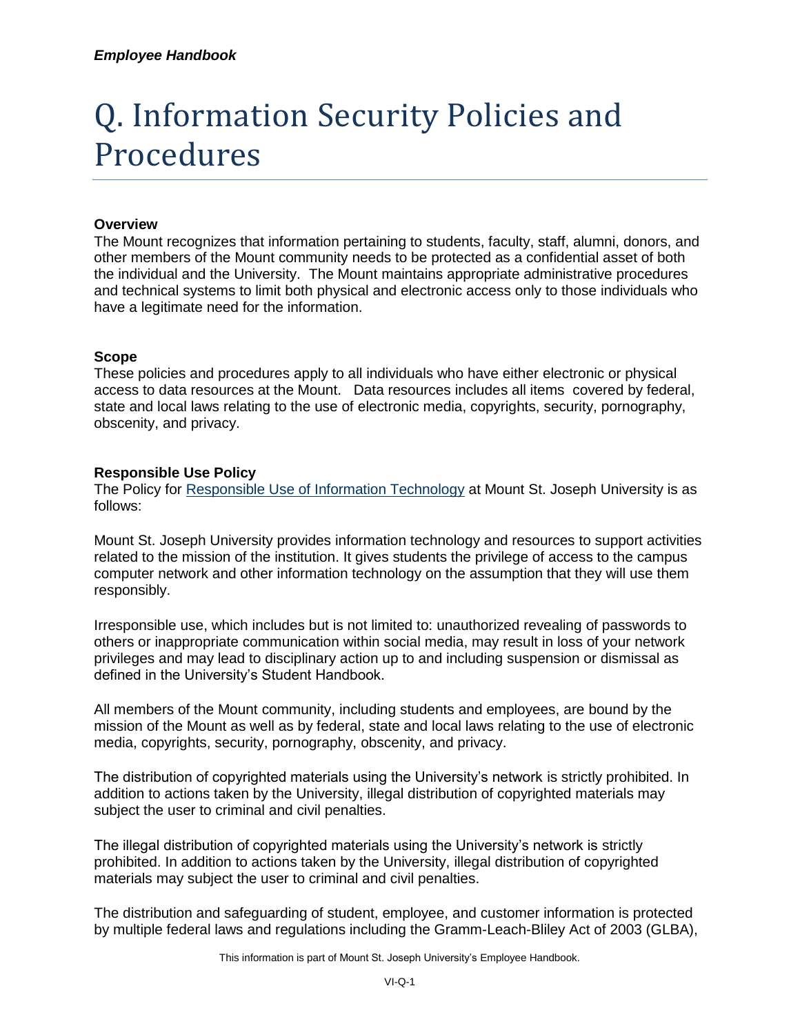# Q. Information Security Policies and Procedures

**Overview**

The Mount recognizes that information pertaining to students, faculty, staff, alumni, donors, and other members of the Mount community needs to be protected as a confidential asset of both the individual and the University. The Mount maintains appropriate administrative procedures and technical systems to limit both physical and electronic access only to those individuals who have a legitimate need for the information.

**Scope**

These policies and procedures apply to all individuals who have either electronic or physical access to data resources at the Mount. Data resources includes all items covered by federal, state and local laws relating to the use of electronic media, copyrights, security, pornography, obscenity, and privacy.

**Responsible Use Policy**

The Policy for Responsible Use of Information Technology at Mount St. Joseph University is as follows:

Mount St. Joseph University provides information technology and resources to support activities related to the mission of the institution. It gives students the privilege of access to the campus computer network and other information technology on the assumption that they will use them responsibly.

Irresponsible use, which includes but is not limited to: unauthorized revealing of passwords to others or inappropriate communication within social media, may result in loss of your network privileges and may lead to disciplinary action up to and including suspension or dismissal as defined in the University's Student Handbook.

All members of the Mount community, including students and employees, are bound by the mission of the Mount as well as by federal, state and local laws relating to the use of electronic media, copyrights, security, pornography, obscenity, and privacy.

The distribution of copyrighted materials using the University's network is strictly prohibited. In addition to actions taken by the University, illegal distribution of copyrighted materials may subject the user to criminal and civil penalties.

The illegal distribution of copyrighted materials using the University's network is strictly prohibited. In addition to actions taken by the University, illegal distribution of copyrighted materials may subject the user to criminal and civil penalties.

The distribution and safeguarding of student, employee, and customer information is protected by multiple federal laws and regulations including the Gramm-Leach-Bliley Act of 2003 (GLBA),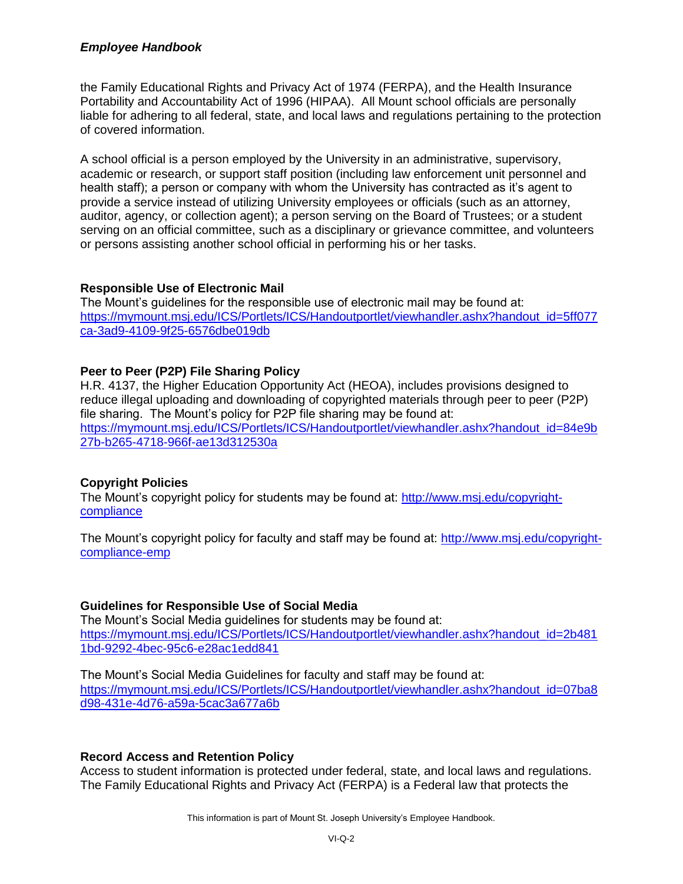the Family Educational Rights and Privacy Act of 1974 (FERPA), and the Health Insurance Portability and Accountability Act of 1996 (HIPAA). All Mount school officials are personally liable for adhering to all federal, state, and local laws and regulations pertaining to the protection of covered information.

A school official is a person employed by the University in an administrative, supervisory, academic or research, or support staff position (including law enforcement unit personnel and health staff); a person or company with whom the University has contracted as it's agent to provide a service instead of utilizing University employees or officials (such as an attorney, auditor, agency, or collection agent); a person serving on the Board of Trustees; or a student serving on an official committee, such as a disciplinary or grievance committee, and volunteers or persons assisting another school official in performing his or her tasks.

**Responsible Use of Electronic Mail**

The Mount's guidelines for the responsible use of electronic mail may be found at: https://mymount.msj.edu/ICS/Portlets/ICS/Handoutportlet/viewhandler.ashx?handout_id=5ff077ca-3ad9-4109-9f25-6576dbe019db

**Peer to Peer (P2P) File Sharing Policy**

H.R. 4137, the Higher Education Opportunity Act (HEOA), includes provisions designed to reduce illegal uploading and downloading of copyrighted materials through peer to peer (P2P) file sharing. The Mount's policy for P2P file sharing may be found at: https://mymount.msj.edu/ICS/Portlets/ICS/Handoutportlet/viewhandler.ashx?handout_id=84e9b27b-b265-4718-966f-ae13d312530a

**Copyright Policies**

The Mount's copyright policy for students may be found at: http://www.msj.edu/copyright-compliance

The Mount's copyright policy for faculty and staff may be found at: http://www.msj.edu/copyright-compliance-emp

**Guidelines for Responsible Use of Social Media**

The Mount's Social Media guidelines for students may be found at: https://mymount.msj.edu/ICS/Portlets/ICS/Handoutportlet/viewhandler.ashx?handout_id=2b4811bd-9292-4bec-95c6-e28ac1edd841

The Mount's Social Media Guidelines for faculty and staff may be found at: https://mymount.msj.edu/ICS/Portlets/ICS/Handoutportlet/viewhandler.ashx?handout_id=07ba8d98-431e-4d76-a59a-5cac3a677a6b

**Record Access and Retention Policy**

Access to student information is protected under federal, state, and local laws and regulations. The Family Educational Rights and Privacy Act (FERPA) is a Federal law that protects the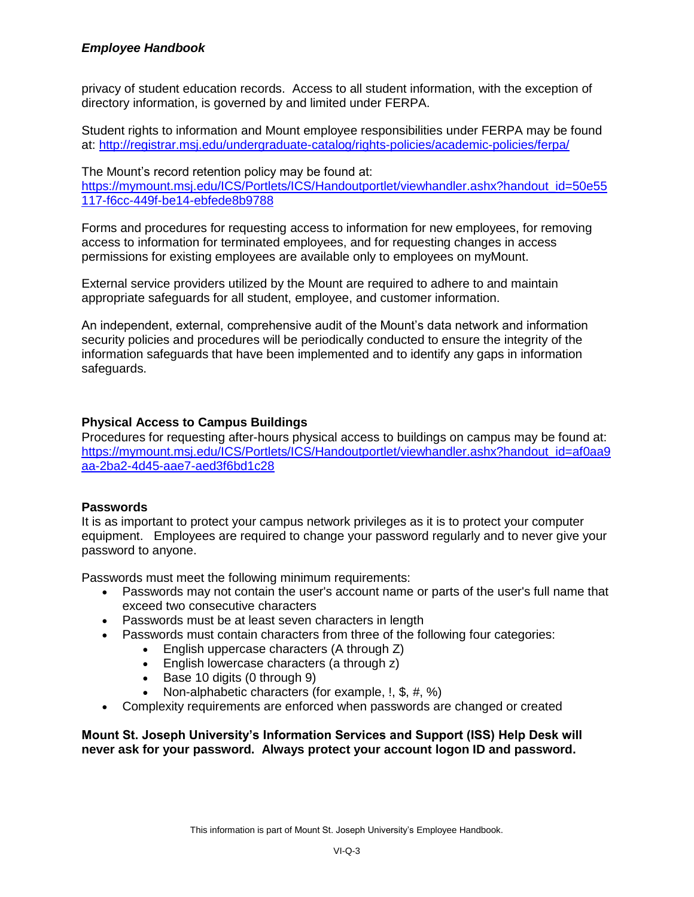privacy of student education records. Access to all student information, with the exception of directory information, is governed by and limited under FERPA.

Student rights to information and Mount employee responsibilities under FERPA may be found at: [http://registrar.msj.edu/undergraduate-catalog/rights-policies/academic-policies/ferpa/](http://registrar.msj.edu/undergraduate-catalog/rights-policies/academic-policies/ferpa/)

The Mount's record retention policy may be found at: [https://mymount.msj.edu/ICS/Portlets/ICS/Handoutportlet/viewhandler.ashx?handout_id=50e55117-f6cc-449f-be14-ebfede8b9788](https://mymount.msj.edu/ICS/Portlets/ICS/Handoutportlet/viewhandler.ashx?handout_id=50e55117-f6cc-449f-be14-ebfede8b9788)

Forms and procedures for requesting access to information for new employees, for removing access to information for terminated employees, and for requesting changes in access permissions for existing employees are available only to employees on myMount.

External service providers utilized by the Mount are required to adhere to and maintain appropriate safeguards for all student, employee, and customer information.

An independent, external, comprehensive audit of the Mount's data network and information security policies and procedures will be periodically conducted to ensure the integrity of the information safeguards that have been implemented and to identify any gaps in information safeguards.

### Physical Access to Campus Buildings

Procedures for requesting after-hours physical access to buildings on campus may be found at: [https://mymount.msj.edu/ICS/Portlets/ICS/Handoutportlet/viewhandler.ashx?handout_id=af0aa9aa-2ba2-4d45-aae7-aed3f6bd1c28](https://mymount.msj.edu/ICS/Portlets/ICS/Handoutportlet/viewhandler.ashx?handout_id=af0aa9aa-2ba2-4d45-aae7-aed3f6bd1c28)

### Passwords

It is as important to protect your campus network privileges as it is to protect your computer equipment. Employees are required to change your password regularly and to never give your password to anyone.

Passwords must meet the following minimum requirements:

- Passwords may not contain the user's account name or parts of the user's full name that exceed two consecutive characters
- Passwords must be at least seven characters in length
- Passwords must contain characters from three of the following four categories:
  - English uppercase characters (A through Z)
  - English lowercase characters (a through z)
  - Base 10 digits (0 through 9)
  - Non-alphabetic characters (for example, !, $, #, %)
- Complexity requirements are enforced when passwords are changed or created

**Mount St. Joseph University's Information Services and Support (ISS) Help Desk will never ask for your password. Always protect your account logon ID and password.**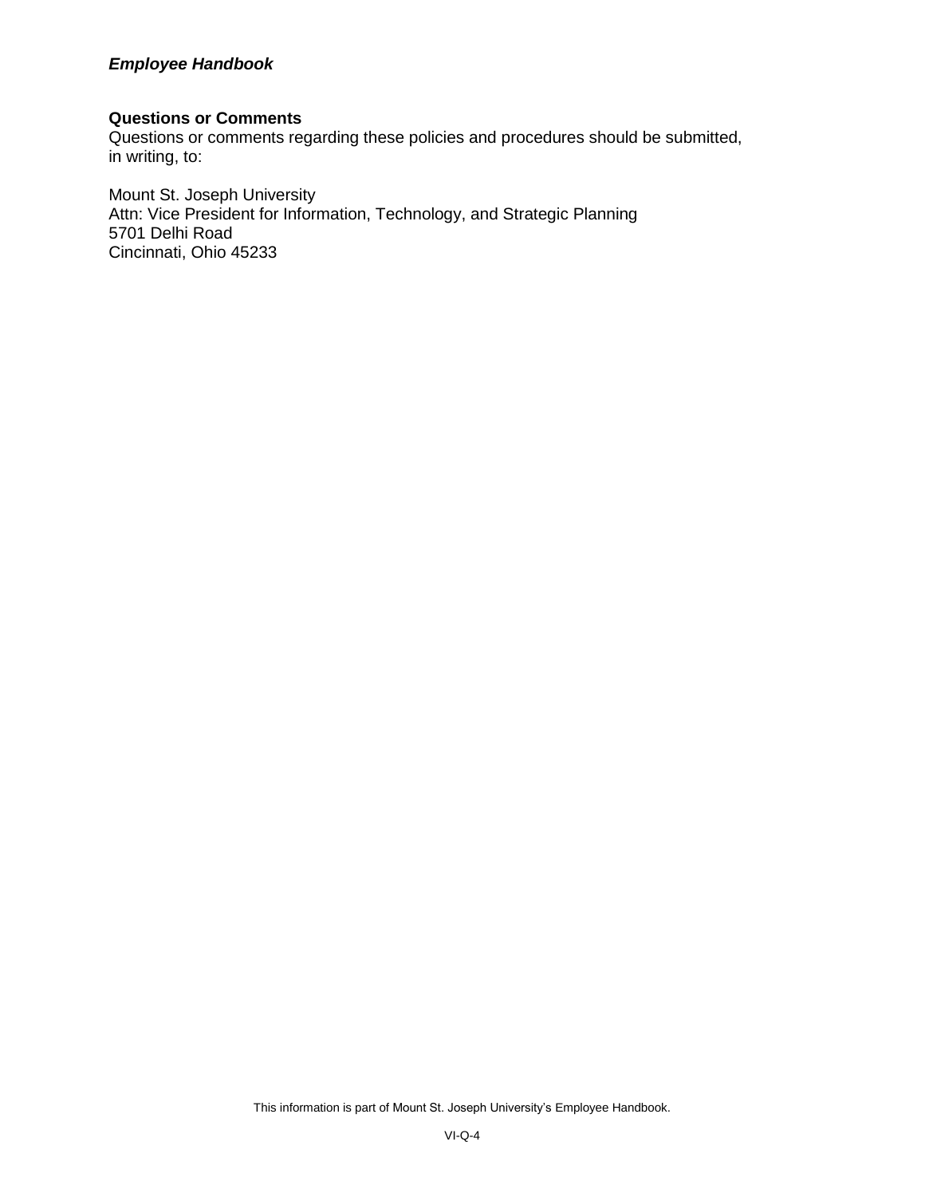## Questions or Comments

Questions or comments regarding these policies and procedures should be submitted, in writing, to:

Mount St. Joseph University
Attn: Vice President for Information, Technology, and Strategic Planning
5701 Delhi Road
Cincinnati, Ohio 45233